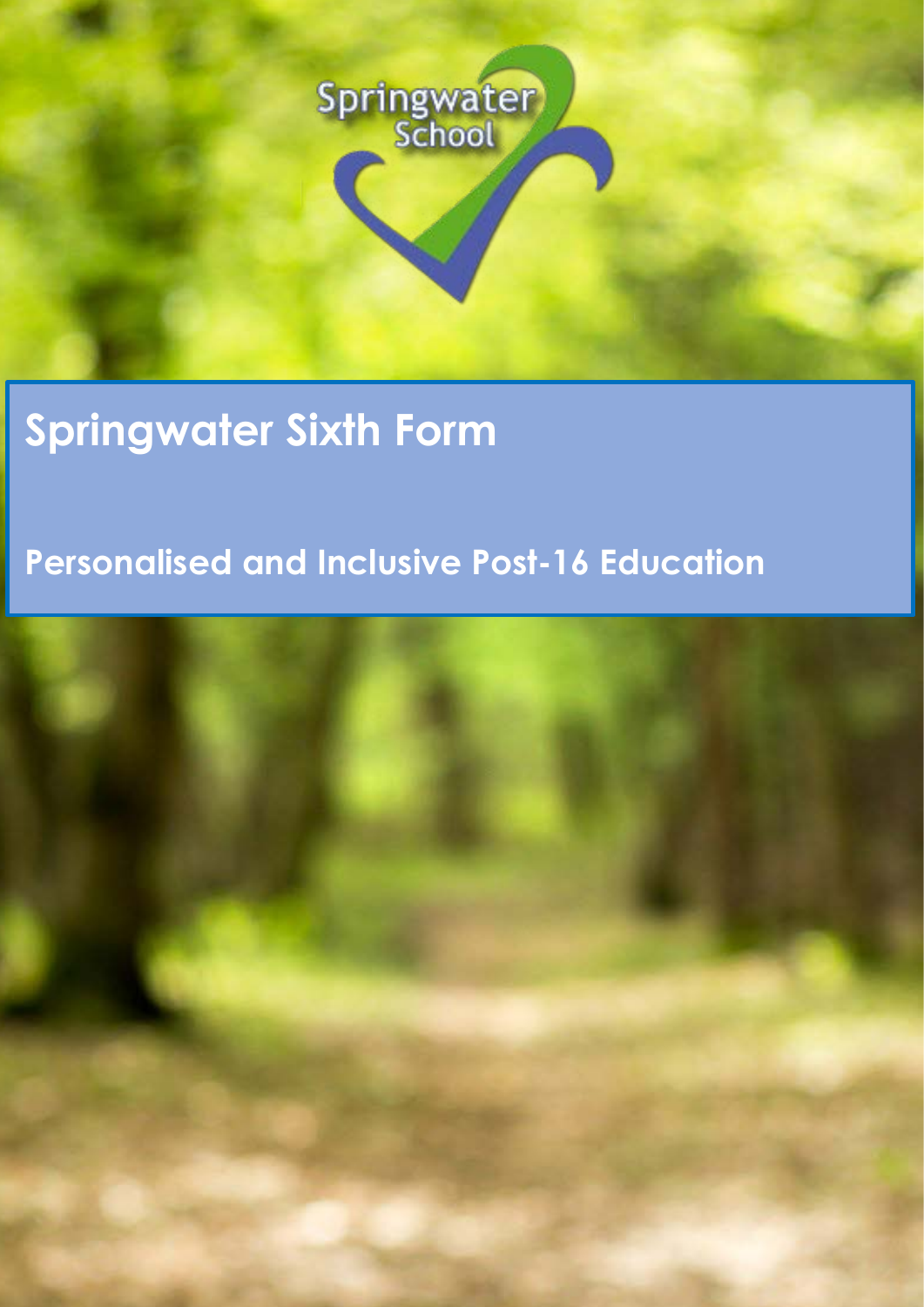Springwater School

# Springwater Sixth Form

## Personalised and Inclusive Post-16 Education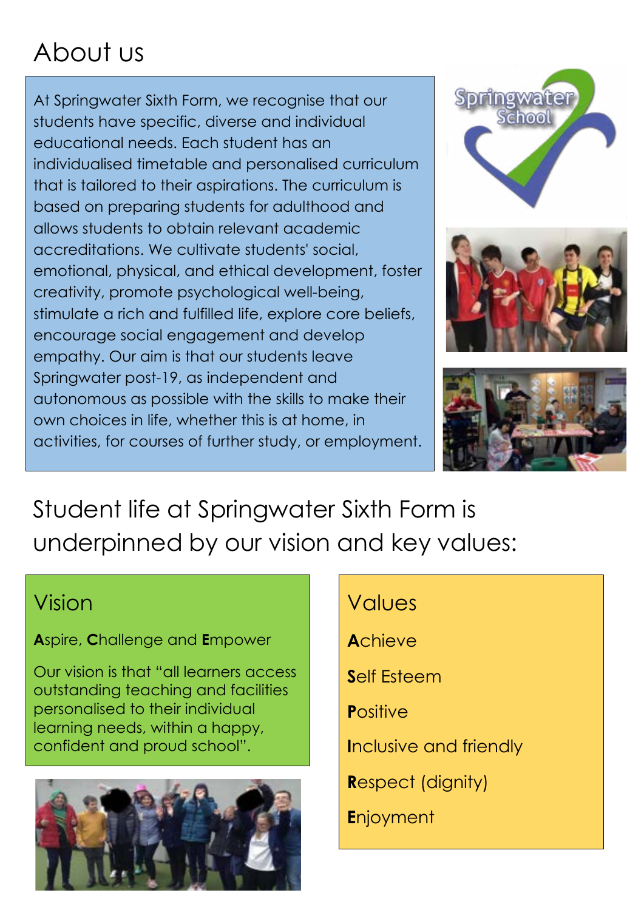# About us

At Springwater Sixth Form, we recognise that our students have specific, diverse and individual educational needs. Each student has an individualised timetable and personalised curriculum that is tailored to their aspirations. The curriculum is based on preparing students for adulthood and allows students to obtain relevant academic accreditations. We cultivate students' social, emotional, physical, and ethical development, foster creativity, promote psychological well-being, stimulate a rich and fulfilled life, explore core beliefs, encourage social engagement and develop empathy. Our aim is that our students leave Springwater post-19, as independent and autonomous as possible with the skills to make their own choices in life, whether this is at home, in activities, for courses of further study, or employment.

## Student life at Springwater Sixth Form is underpinned by our vision and key values:

### Vision

**A**spire, **C**hallenge and **E**mpower

Our vision is that "all learners access outstanding teaching and facilities personalised to their individual learning needs, within a happy, confident and proud school".

### Values

**A**chieve

**S**elf Esteem

**P**ositive

**I**nclusive and friendly

**R**espect (dignity)

**E**njoyment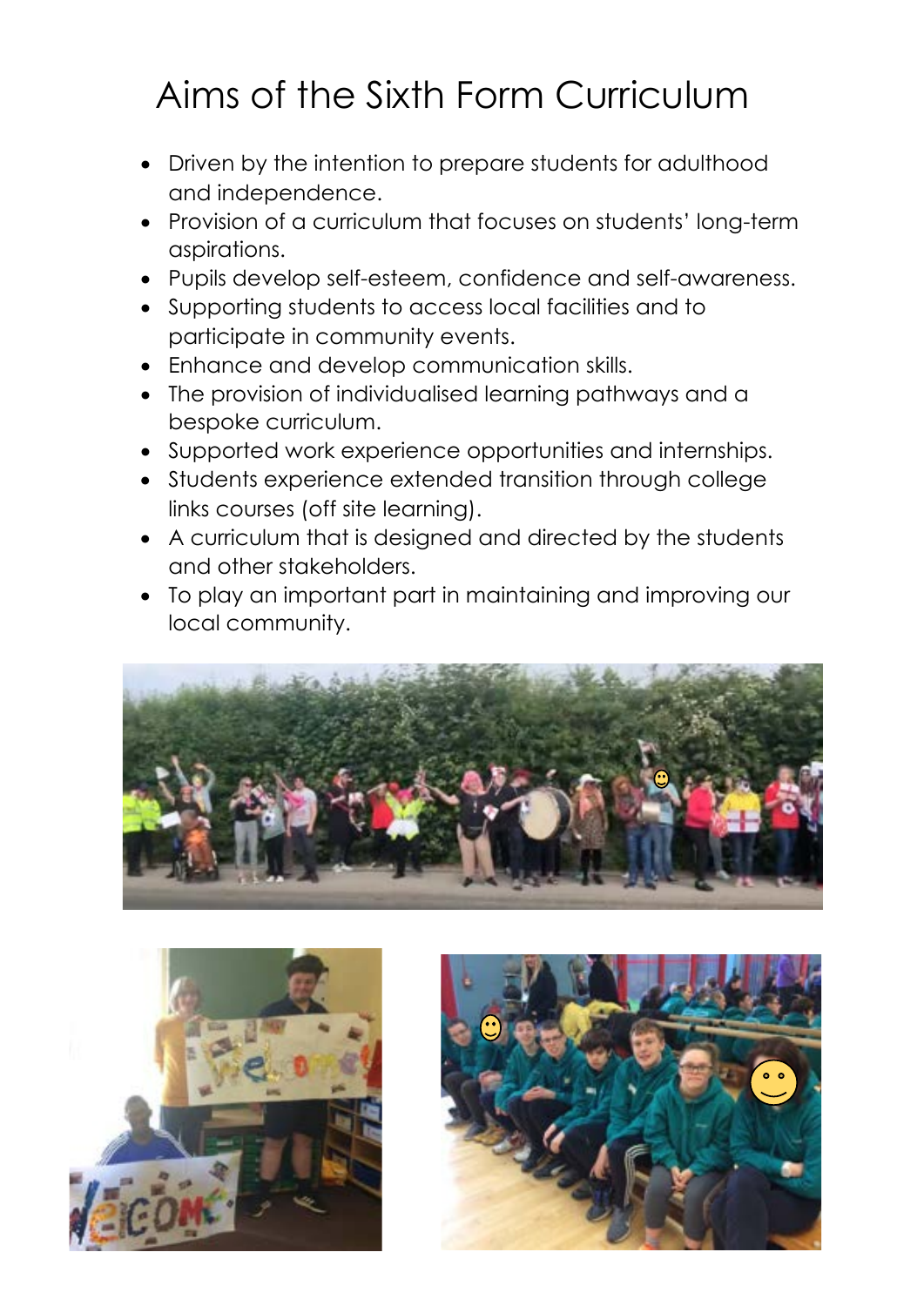# Aims of the Sixth Form Curriculum

- Driven by the intention to prepare students for adulthood and independence.
- Provision of a curriculum that focuses on students' long-term aspirations.
- Pupils develop self-esteem, confidence and self-awareness.
- Supporting students to access local facilities and to participate in community events.
- Enhance and develop communication skills.
- The provision of individualised learning pathways and a bespoke curriculum.
- Supported work experience opportunities and internships.
- Students experience extended transition through college links courses (off site learning).
- A curriculum that is designed and directed by the students and other stakeholders.
- To play an important part in maintaining and improving our local community.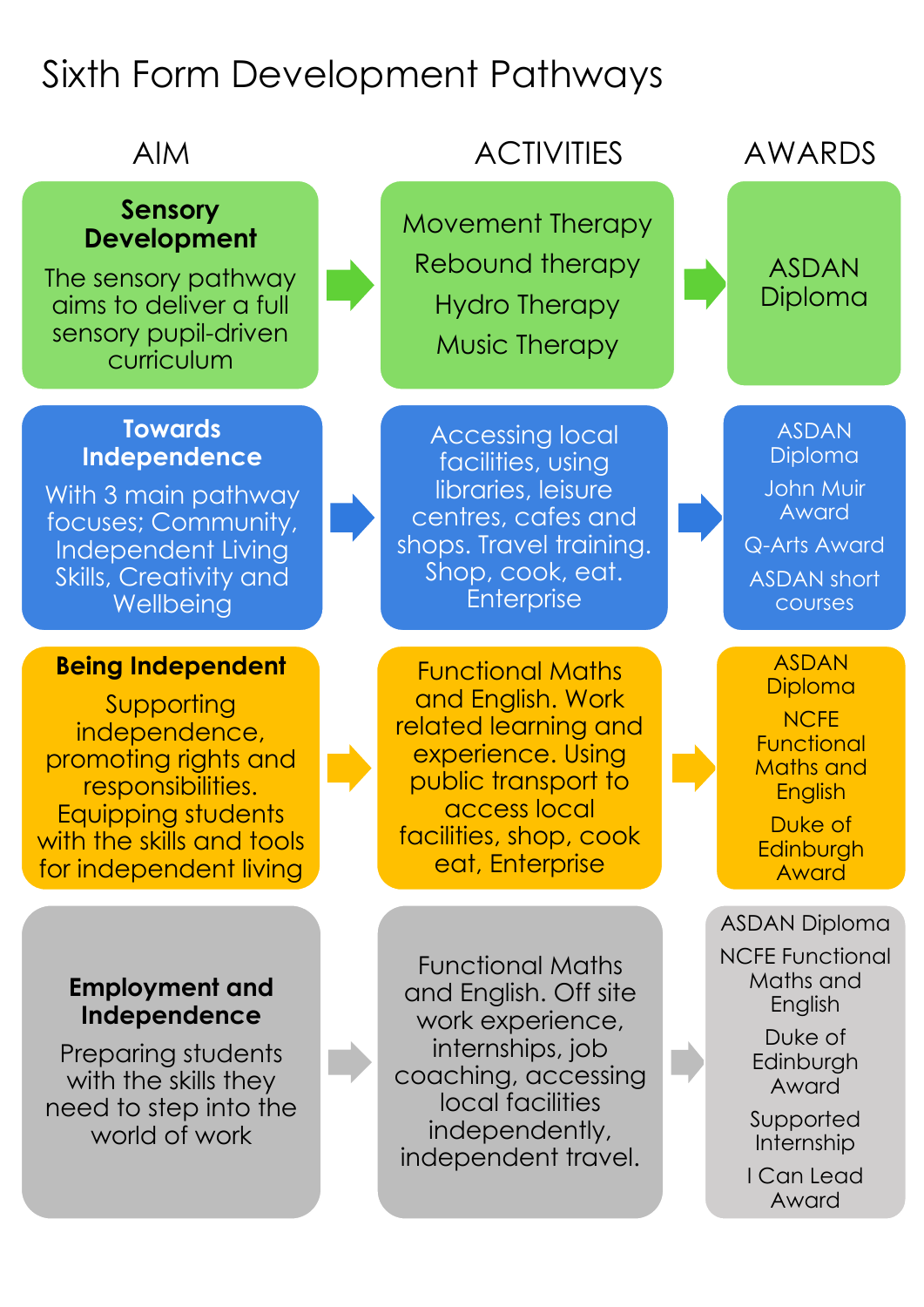# Sixth Form Development Pathways

| AIM | ACTIVITIES | AWARDS |
|---|---|---|
| **Sensory Development**<br>The sensory pathway aims to deliver a full sensory pupil-driven curriculum | Movement Therapy<br>Rebound therapy<br>Hydro Therapy<br>Music Therapy | ASDAN Diploma |
| **Towards Independence**<br>With 3 main pathway focuses; Community, Independent Living Skills, Creativity and Wellbeing | Accessing local facilities, using libraries, leisure centres, cafes and shops. Travel training. Shop, cook, eat. Enterprise | ASDAN Diploma<br>John Muir Award<br>Q-Arts Award<br>ASDAN short courses |
| **Being Independent**<br>Supporting independence, promoting rights and responsibilities. Equipping students with the skills and tools for independent living | Functional Maths and English. Work related learning and experience. Using public transport to access local facilities, shop, cook eat, Enterprise | ASDAN Diploma<br>NCFE Functional Maths and English<br>Duke of Edinburgh Award |
| **Employment and Independence**<br>Preparing students with the skills they need to step into the world of work | Functional Maths and English. Off site work experience, internships, job coaching, accessing local facilities independently, independent travel. | ASDAN Diploma<br>NCFE Functional Maths and English<br>Duke of Edinburgh Award<br>Supported Internship<br>I Can Lead Award |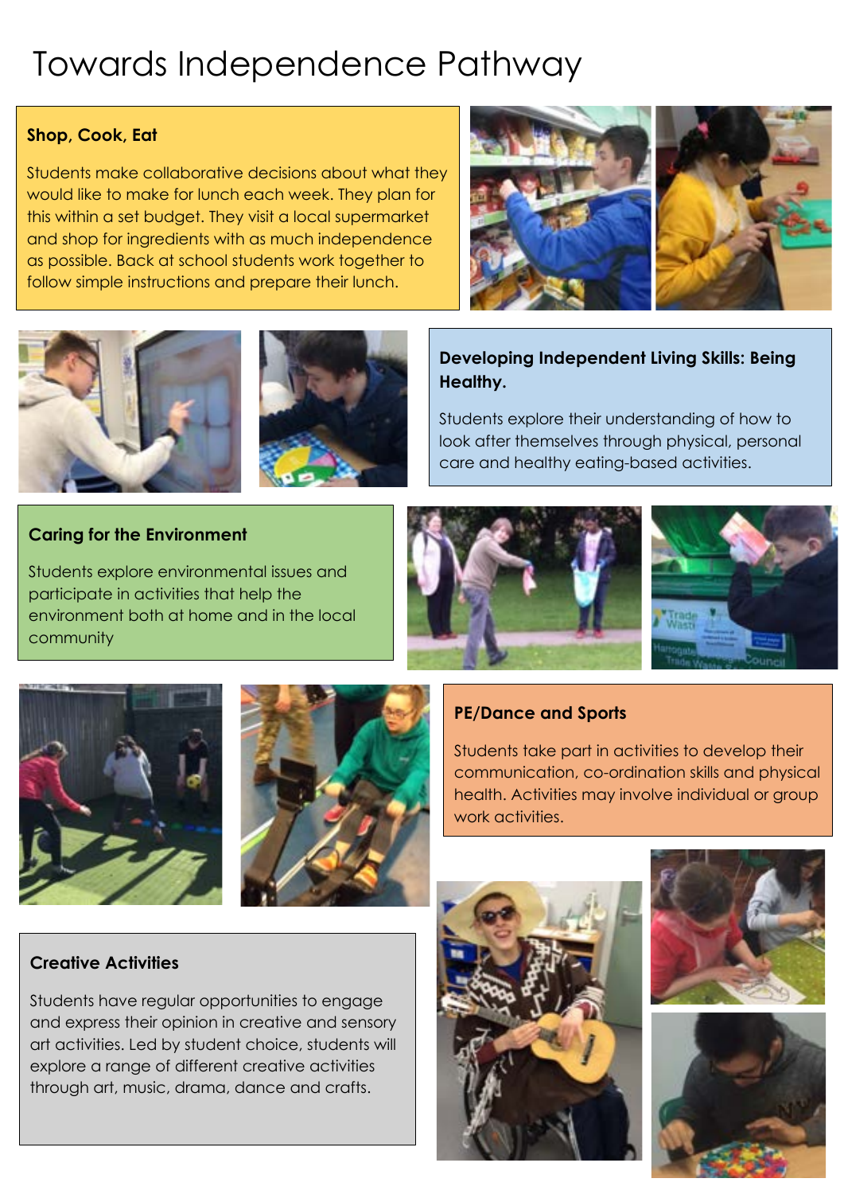# Towards Independence Pathway

### Shop, Cook, Eat

Students make collaborative decisions about what they would like to make for lunch each week. They plan for this within a set budget. They visit a local supermarket and shop for ingredients with as much independence as possible. Back at school students work together to follow simple instructions and prepare their lunch.

### Developing Independent Living Skills: Being Healthy.

Students explore their understanding of how to look after themselves through physical, personal care and healthy eating-based activities.

### Caring for the Environment

Students explore environmental issues and participate in activities that help the environment both at home and in the local community

### PE/Dance and Sports

Students take part in activities to develop their communication, co-ordination skills and physical health. Activities may involve individual or group work activities.

### Creative Activities

Students have regular opportunities to engage and express their opinion in creative and sensory art activities. Led by student choice, students will explore a range of different creative activities through art, music, drama, dance and crafts.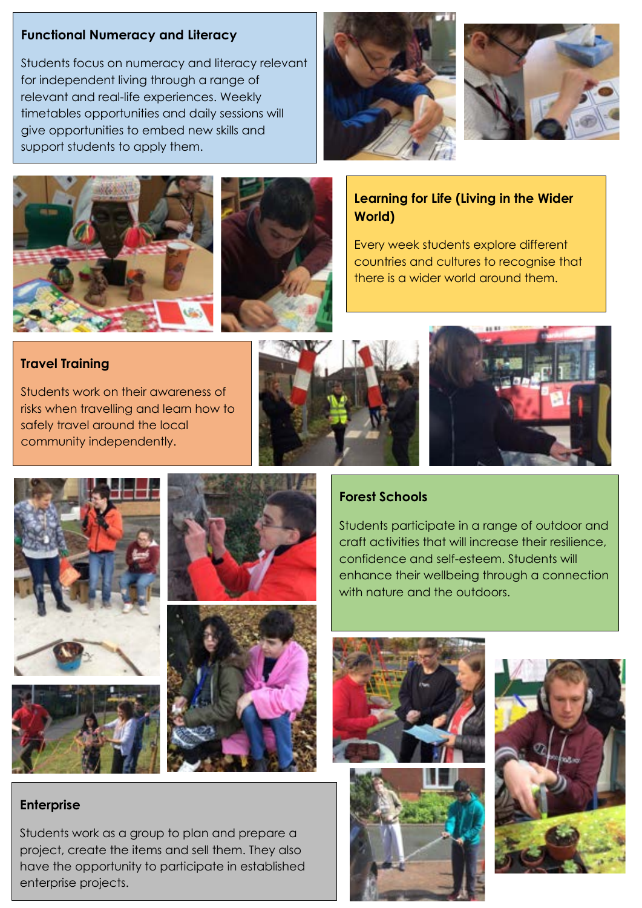## Functional Numeracy and Literacy

Students focus on numeracy and literacy relevant for independent living through a range of relevant and real-life experiences. Weekly timetables opportunities and daily sessions will give opportunities to embed new skills and support students to apply them.

## Learning for Life (Living in the Wider World)

Every week students explore different countries and cultures to recognise that there is a wider world around them.

## Travel Training

Students work on their awareness of risks when travelling and learn how to safely travel around the local community independently.

## Forest Schools

Students participate in a range of outdoor and craft activities that will increase their resilience, confidence and self-esteem. Students will enhance their wellbeing through a connection with nature and the outdoors.

## Enterprise

Students work as a group to plan and prepare a project, create the items and sell them. They also have the opportunity to participate in established enterprise projects.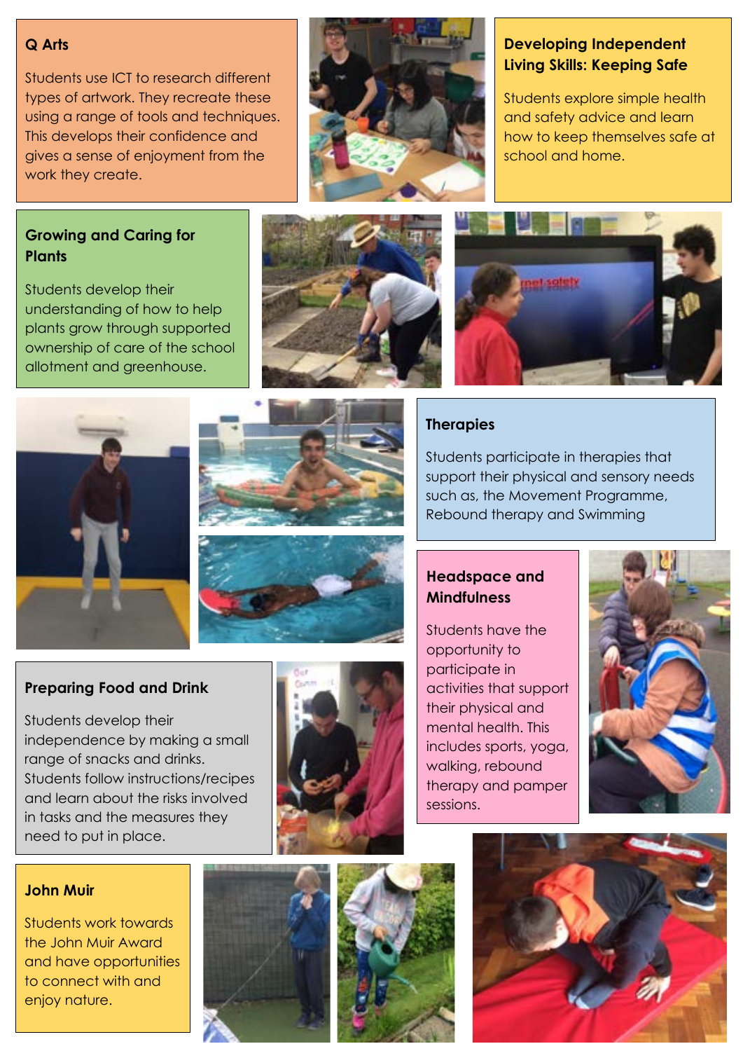## Q Arts

Students use ICT to research different types of artwork. They recreate these using a range of tools and techniques. This develops their confidence and gives a sense of enjoyment from the work they create.

## Developing Independent Living Skills: Keeping Safe

Students explore simple health and safety advice and learn how to keep themselves safe at school and home.

## Growing and Caring for Plants

Students develop their understanding of how to help plants grow through supported ownership of care of the school allotment and greenhouse.

## Therapies

Students participate in therapies that support their physical and sensory needs such as, the Movement Programme, Rebound therapy and Swimming

## Headspace and Mindfulness

Students have the opportunity to participate in activities that support their physical and mental health. This includes sports, yoga, walking, rebound therapy and pamper sessions.

## Preparing Food and Drink

Students develop their independence by making a small range of snacks and drinks. Students follow instructions/recipes and learn about the risks involved in tasks and the measures they need to put in place.

## John Muir

Students work towards the John Muir Award and have opportunities to connect with and enjoy nature.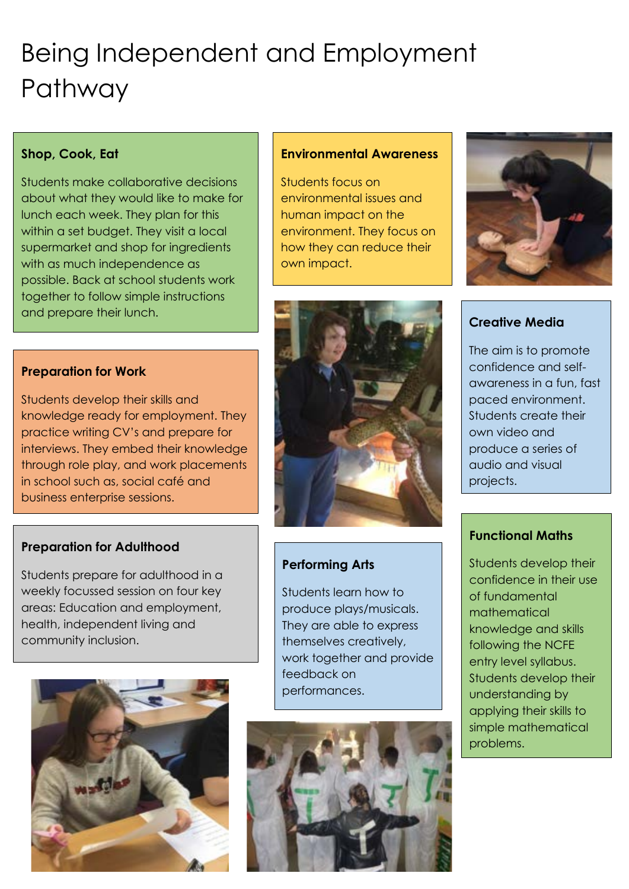# Being Independent and Employment Pathway

### Shop, Cook, Eat

Students make collaborative decisions about what they would like to make for lunch each week. They plan for this within a set budget. They visit a local supermarket and shop for ingredients with as much independence as possible. Back at school students work together to follow simple instructions and prepare their lunch.

### Preparation for Work

Students develop their skills and knowledge ready for employment. They practice writing CV's and prepare for interviews. They embed their knowledge through role play, and work placements in school such as, social café and business enterprise sessions.

### Preparation for Adulthood

Students prepare for adulthood in a weekly focussed session on four key areas: Education and employment, health, independent living and community inclusion.

### Environmental Awareness

Students focus on environmental issues and human impact on the environment. They focus on how they can reduce their own impact.

### Performing Arts

Students learn how to produce plays/musicals. They are able to express themselves creatively, work together and provide feedback on performances.

### Creative Media

The aim is to promote confidence and self-awareness in a fun, fast paced environment. Students create their own video and produce a series of audio and visual projects.

### Functional Maths

Students develop their confidence in their use of fundamental mathematical knowledge and skills following the NCFE entry level syllabus. Students develop their understanding by applying their skills to simple mathematical problems.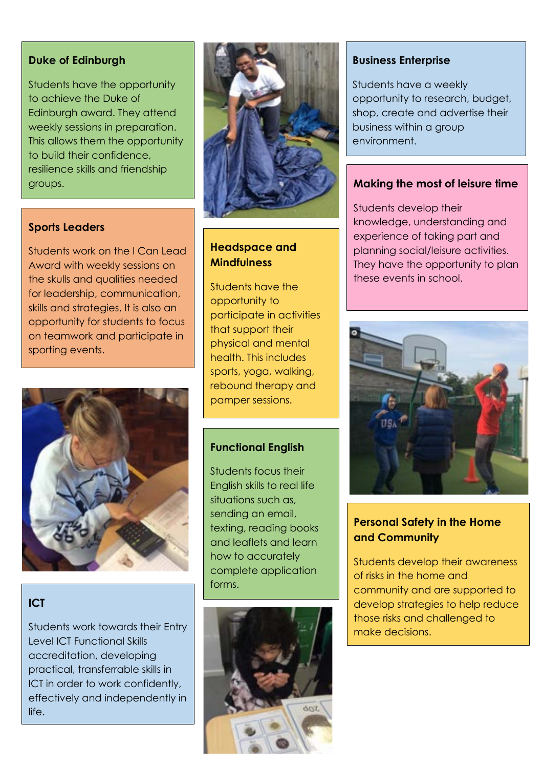## Duke of Edinburgh

Students have the opportunity to achieve the Duke of Edinburgh award. They attend weekly sessions in preparation. This allows them the opportunity to build their confidence, resilience skills and friendship groups.

## Sports Leaders

Students work on the I Can Lead Award with weekly sessions on the skulls and qualities needed for leadership, communication, skills and strategies. It is also an opportunity for students to focus on teamwork and participate in sporting events.

## ICT

Students work towards their Entry Level ICT Functional Skills accreditation, developing practical, transferrable skills in ICT in order to work confidently, effectively and independently in life.

## Headspace and Mindfulness

Students have the opportunity to participate in activities that support their physical and mental health. This includes sports, yoga, walking, rebound therapy and pamper sessions.

## Functional English

Students focus their English skills to real life situations such as, sending an email, texting, reading books and leaflets and learn how to accurately complete application forms.

## Business Enterprise

Students have a weekly opportunity to research, budget, shop, create and advertise their business within a group environment.

## Making the most of leisure time

Students develop their knowledge, understanding and experience of taking part and planning social/leisure activities. They have the opportunity to plan these events in school.

## Personal Safety in the Home and Community

Students develop their awareness of risks in the home and community and are supported to develop strategies to help reduce those risks and challenged to make decisions.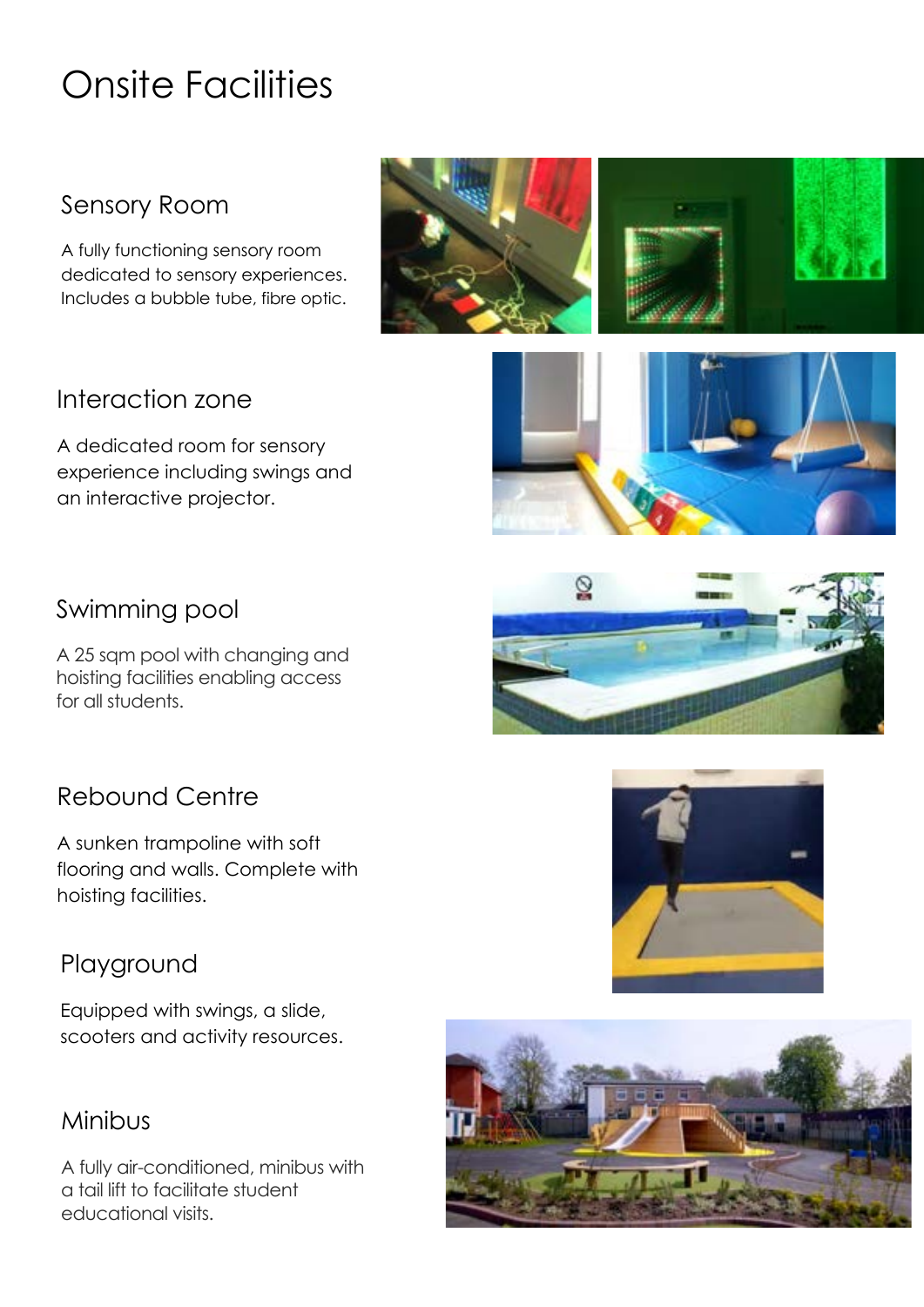# Onsite Facilities

## Sensory Room

A fully functioning sensory room dedicated to sensory experiences. Includes a bubble tube, fibre optic.

## Interaction zone

A dedicated room for sensory experience including swings and an interactive projector.

## Swimming pool

A 25 sqm pool with changing and hoisting facilities enabling access for all students.

## Rebound Centre

A sunken trampoline with soft flooring and walls. Complete with hoisting facilities.

## Playground

Equipped with swings, a slide, scooters and activity resources.

## Minibus

A fully air-conditioned, minibus with a tail lift to facilitate student educational visits.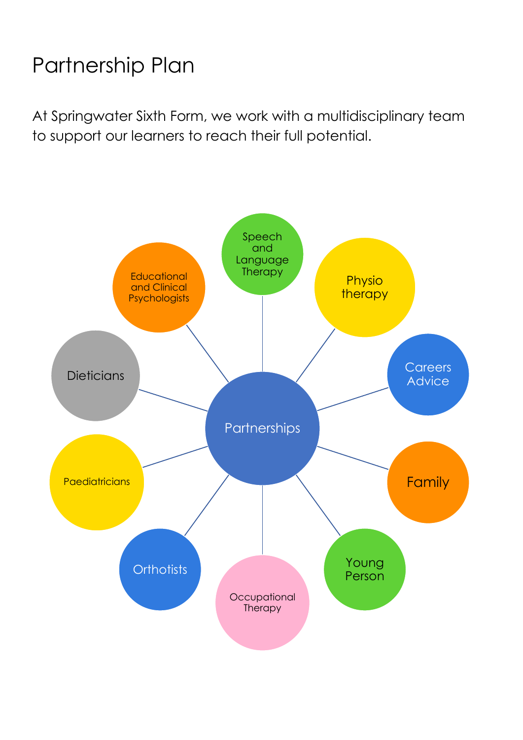# Partnership Plan

At Springwater Sixth Form, we work with a multidisciplinary team to support our learners to reach their full potential.

Partnerships

- Speech and Language Therapy
- Physio therapy
- Careers Advice
- Family
- Young Person
- Occupational Therapy
- Orthotists
- Paediatricians
- Dieticians
- Educational and Clinical Psychologists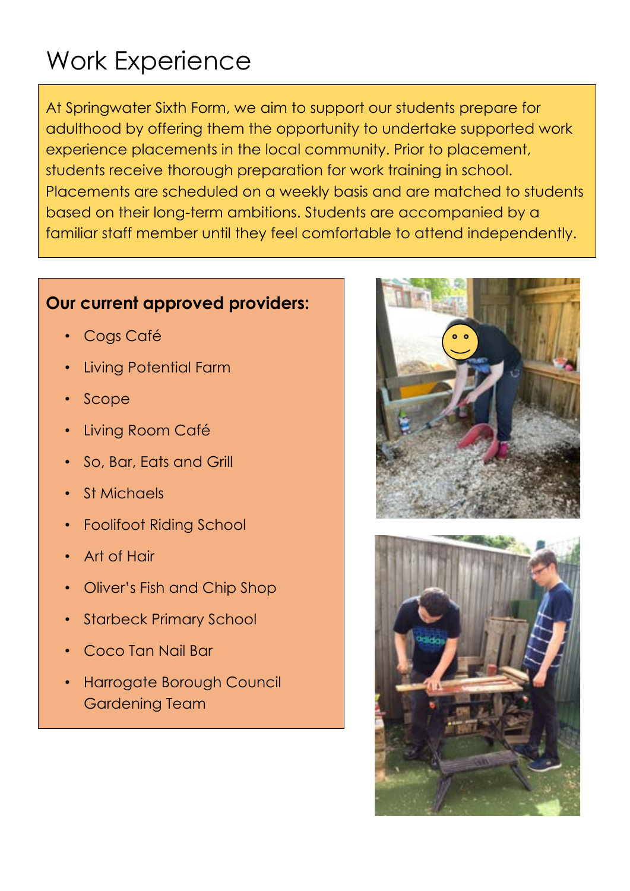# Work Experience

At Springwater Sixth Form, we aim to support our students prepare for adulthood by offering them the opportunity to undertake supported work experience placements in the local community. Prior to placement, students receive thorough preparation for work training in school. Placements are scheduled on a weekly basis and are matched to students based on their long-term ambitions. Students are accompanied by a familiar staff member until they feel comfortable to attend independently.

**Our current approved providers:**

- Cogs Café
- Living Potential Farm
- Scope
- Living Room Café
- So, Bar, Eats and Grill
- St Michaels
- Foolifoot Riding School
- Art of Hair
- Oliver's Fish and Chip Shop
- Starbeck Primary School
- Coco Tan Nail Bar
- Harrogate Borough Council Gardening Team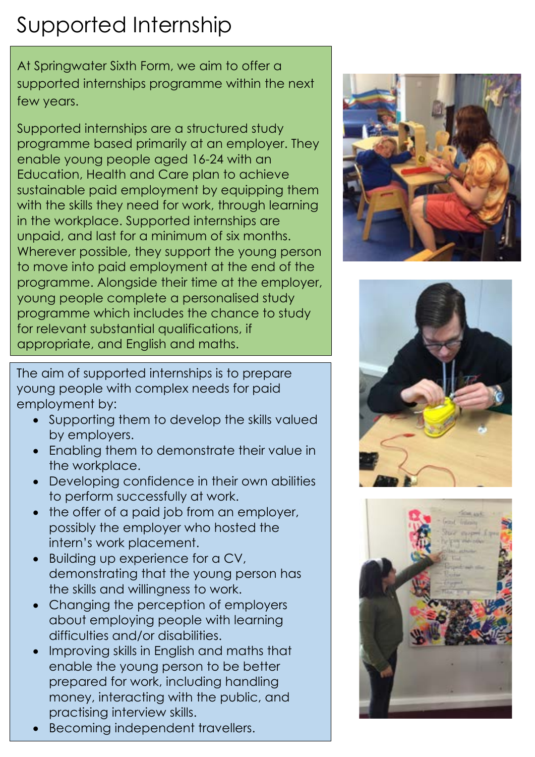# Supported Internship

At Springwater Sixth Form, we aim to offer a supported internships programme within the next few years.

Supported internships are a structured study programme based primarily at an employer. They enable young people aged 16-24 with an Education, Health and Care plan to achieve sustainable paid employment by equipping them with the skills they need for work, through learning in the workplace. Supported internships are unpaid, and last for a minimum of six months. Wherever possible, they support the young person to move into paid employment at the end of the programme. Alongside their time at the employer, young people complete a personalised study programme which includes the chance to study for relevant substantial qualifications, if appropriate, and English and maths.

The aim of supported internships is to prepare young people with complex needs for paid employment by:

- Supporting them to develop the skills valued by employers.
- Enabling them to demonstrate their value in the workplace.
- Developing confidence in their own abilities to perform successfully at work.
- the offer of a paid job from an employer, possibly the employer who hosted the intern's work placement.
- Building up experience for a CV, demonstrating that the young person has the skills and willingness to work.
- Changing the perception of employers about employing people with learning difficulties and/or disabilities.
- Improving skills in English and maths that enable the young person to be better prepared for work, including handling money, interacting with the public, and practising interview skills.
- Becoming independent travellers.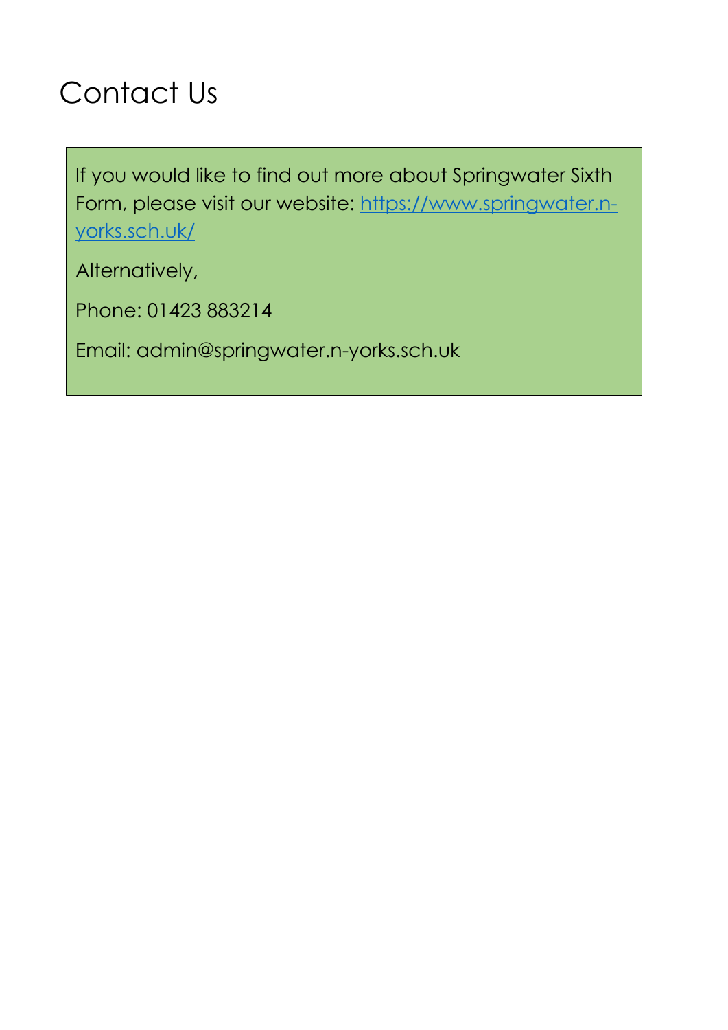# Contact Us

If you would like to find out more about Springwater Sixth Form, please visit our website: https://www.springwater.n-yorks.sch.uk/

Alternatively,

Phone: 01423 883214

Email: admin@springwater.n-yorks.sch.uk